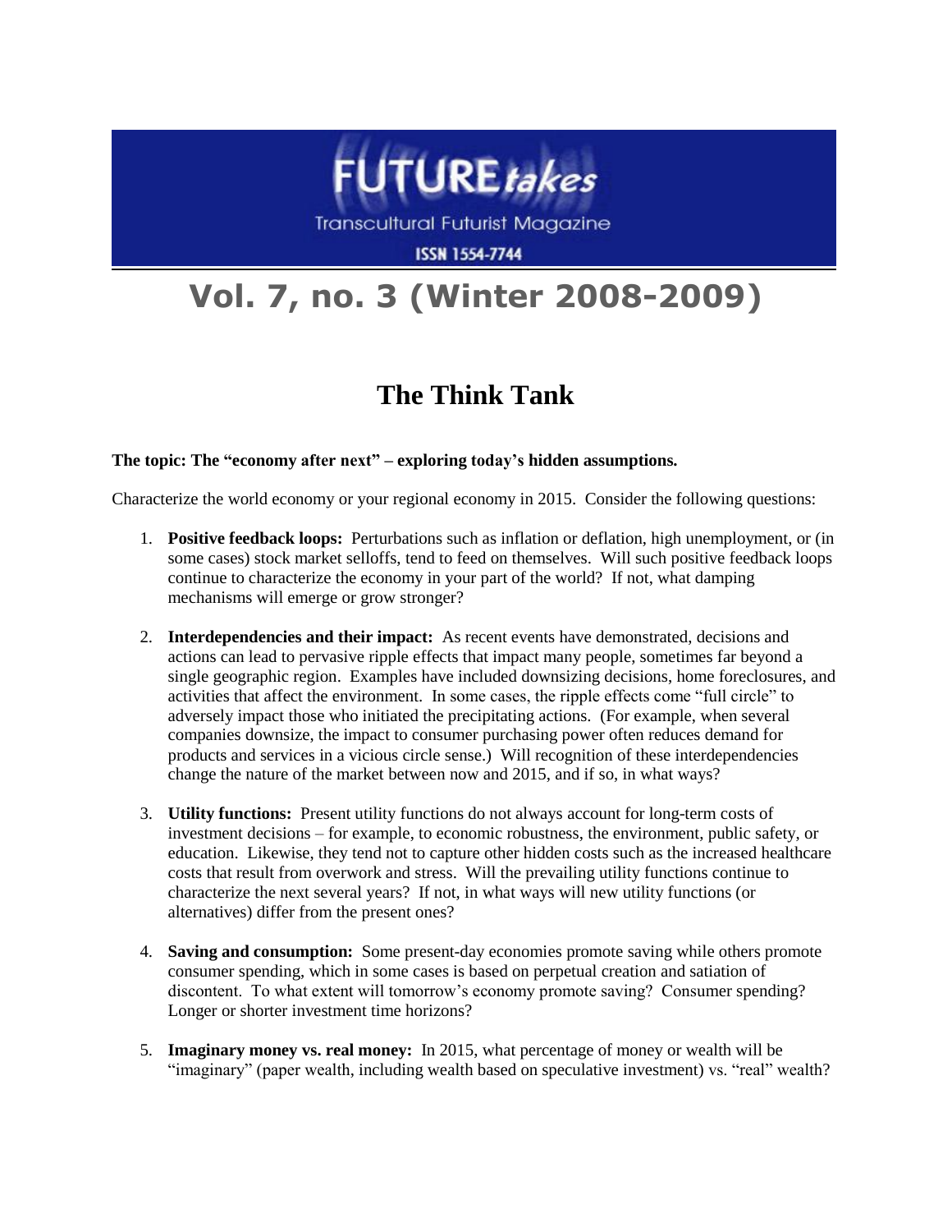# FUTURE*takes*

Transcultural Futurist Magazine

ISSN 1554-7744

## Vol. 7, no. 3 (Winter 2008-2009)

# The Think Tank

**The topic: The "economy after next" – exploring today's hidden assumptions.**

Characterize the world economy or your regional economy in 2015. Consider the following questions:

1. **Positive feedback loops:** Perturbations such as inflation or deflation, high unemployment, or (in some cases) stock market selloffs, tend to feed on themselves. Will such positive feedback loops continue to characterize the economy in your part of the world? If not, what damping mechanisms will emerge or grow stronger?

2. **Interdependencies and their impact:** As recent events have demonstrated, decisions and actions can lead to pervasive ripple effects that impact many people, sometimes far beyond a single geographic region. Examples have included downsizing decisions, home foreclosures, and activities that affect the environment. In some cases, the ripple effects come "full circle" to adversely impact those who initiated the precipitating actions. (For example, when several companies downsize, the impact to consumer purchasing power often reduces demand for products and services in a vicious circle sense.) Will recognition of these interdependencies change the nature of the market between now and 2015, and if so, in what ways?

3. **Utility functions:** Present utility functions do not always account for long-term costs of investment decisions – for example, to economic robustness, the environment, public safety, or education. Likewise, they tend not to capture other hidden costs such as the increased healthcare costs that result from overwork and stress. Will the prevailing utility functions continue to characterize the next several years? If not, in what ways will new utility functions (or alternatives) differ from the present ones?

4. **Saving and consumption:** Some present-day economies promote saving while others promote consumer spending, which in some cases is based on perpetual creation and satiation of discontent. To what extent will tomorrow's economy promote saving? Consumer spending? Longer or shorter investment time horizons?

5. **Imaginary money vs. real money:** In 2015, what percentage of money or wealth will be "imaginary" (paper wealth, including wealth based on speculative investment) vs. "real" wealth?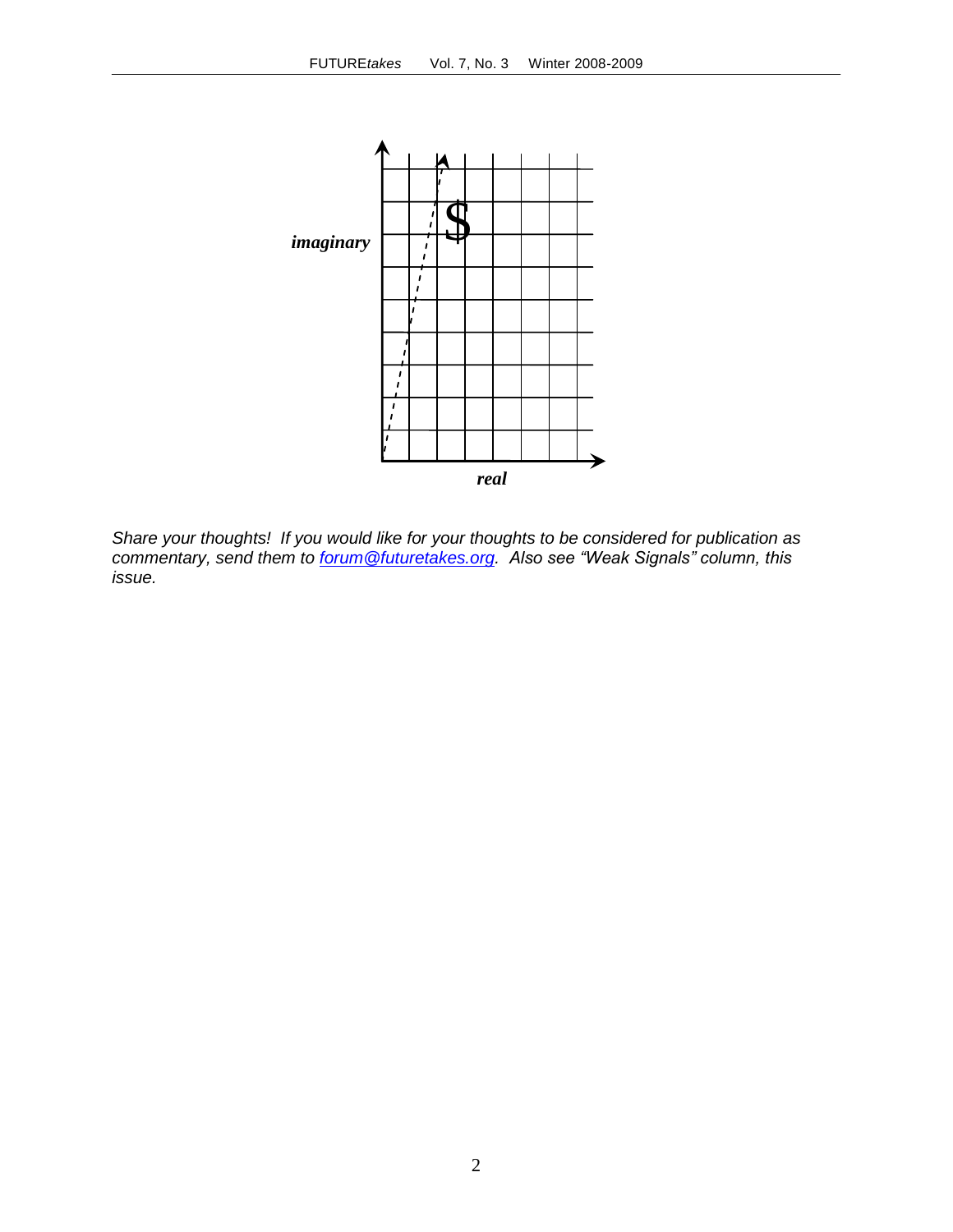imaginary

$

real

*Share your thoughts! If you would like for your thoughts to be considered for publication as commentary, send them to [forum@futuretakes.org](mailto:forum@futuretakes.org). Also see "Weak Signals" column, this issue.*